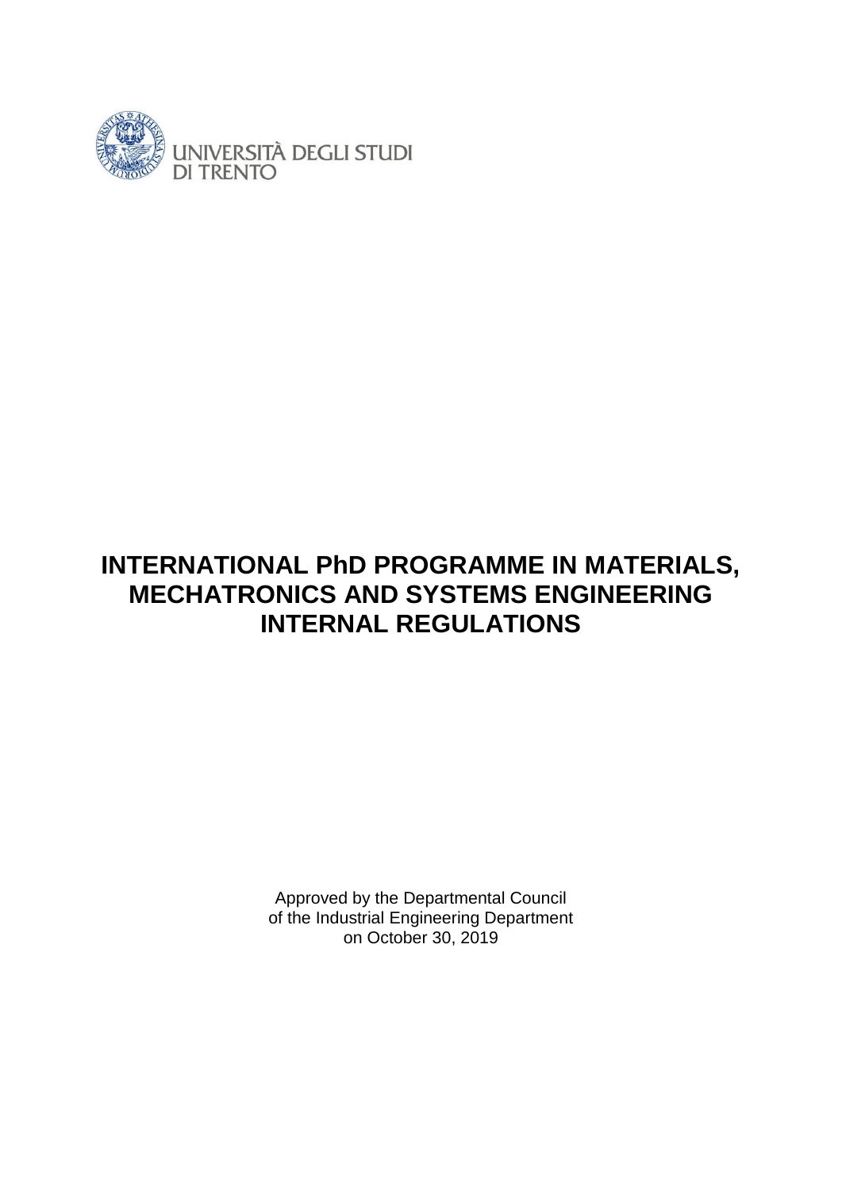UNIVERSITÀ DEGLI STUDI
DI TRENTO

# INTERNATIONAL PhD PROGRAMME IN MATERIALS, MECHATRONICS AND SYSTEMS ENGINEERING INTERNAL REGULATIONS

Approved by the Departmental Council
of the Industrial Engineering Department
on October 30, 2019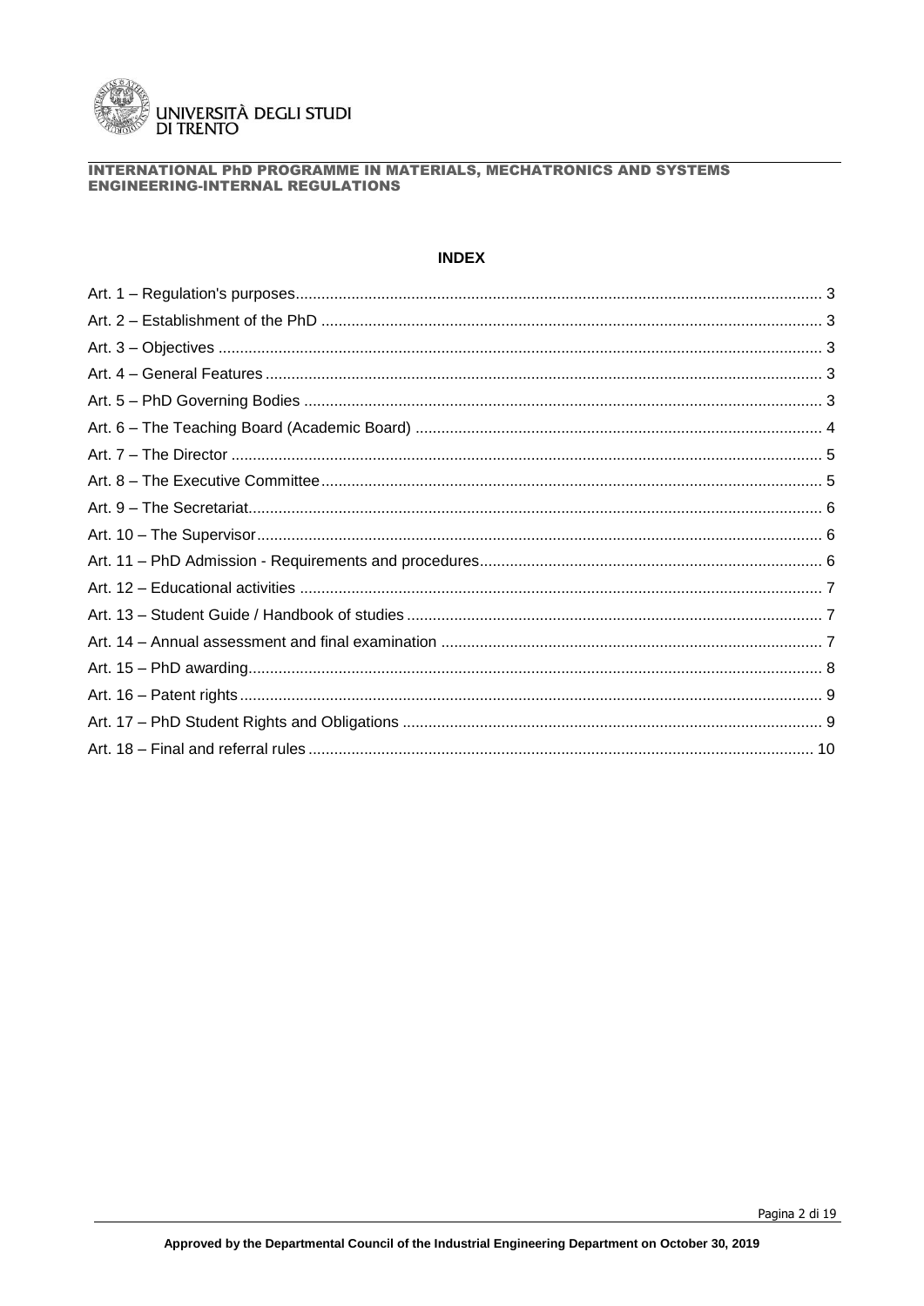# INDEX

Art. 1 – Regulation's purposes ........ 3
Art. 2 – Establishment of the PhD ........ 3
Art. 3 – Objectives ........ 3
Art. 4 – General Features ........ 3
Art. 5 – PhD Governing Bodies ........ 3
Art. 6 – The Teaching Board (Academic Board) ........ 4
Art. 7 – The Director ........ 5
Art. 8 – The Executive Committee ........ 5
Art. 9 – The Secretariat ........ 6
Art. 10 – The Supervisor ........ 6
Art. 11 – PhD Admission - Requirements and procedures ........ 6
Art. 12 – Educational activities ........ 7
Art. 13 – Student Guide / Handbook of studies ........ 7
Art. 14 – Annual assessment and final examination ........ 7
Art. 15 – PhD awarding ........ 8
Art. 16 – Patent rights ........ 9
Art. 17 – PhD Student Rights and Obligations ........ 9
Art. 18 – Final and referral rules ........ 10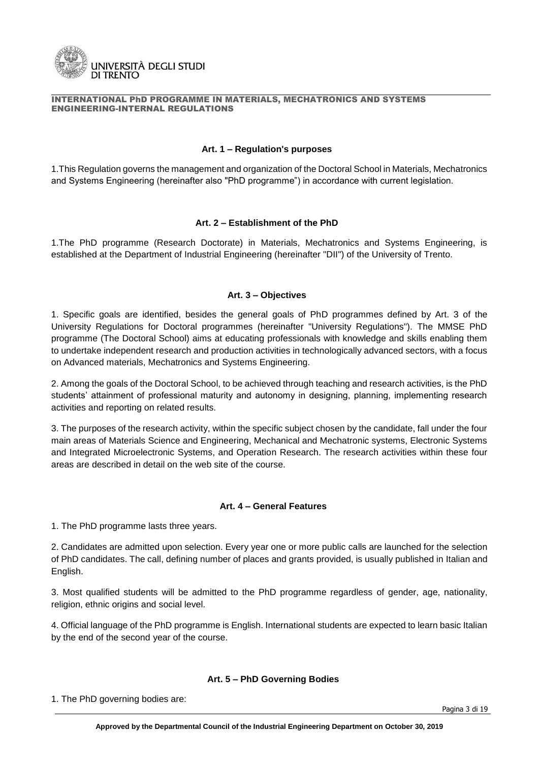### Art. 1 – Regulation's purposes

1.This Regulation governs the management and organization of the Doctoral School in Materials, Mechatronics and Systems Engineering (hereinafter also "PhD programme") in accordance with current legislation.

### Art. 2 – Establishment of the PhD

1.The PhD programme (Research Doctorate) in Materials, Mechatronics and Systems Engineering, is established at the Department of Industrial Engineering (hereinafter "DII") of the University of Trento.

### Art. 3 – Objectives

1. Specific goals are identified, besides the general goals of PhD programmes defined by Art. 3 of the University Regulations for Doctoral programmes (hereinafter "University Regulations"). The MMSE PhD programme (The Doctoral School) aims at educating professionals with knowledge and skills enabling them to undertake independent research and production activities in technologically advanced sectors, with a focus on Advanced materials, Mechatronics and Systems Engineering.

2. Among the goals of the Doctoral School, to be achieved through teaching and research activities, is the PhD students' attainment of professional maturity and autonomy in designing, planning, implementing research activities and reporting on related results.

3. The purposes of the research activity, within the specific subject chosen by the candidate, fall under the four main areas of Materials Science and Engineering, Mechanical and Mechatronic systems, Electronic Systems and Integrated Microelectronic Systems, and Operation Research. The research activities within these four areas are described in detail on the web site of the course.

### Art. 4 – General Features

1. The PhD programme lasts three years.

2. Candidates are admitted upon selection. Every year one or more public calls are launched for the selection of PhD candidates. The call, defining number of places and grants provided, is usually published in Italian and English.

3. Most qualified students will be admitted to the PhD programme regardless of gender, age, nationality, religion, ethnic origins and social level.

4. Official language of the PhD programme is English. International students are expected to learn basic Italian by the end of the second year of the course.

### Art. 5 – PhD Governing Bodies

1. The PhD governing bodies are: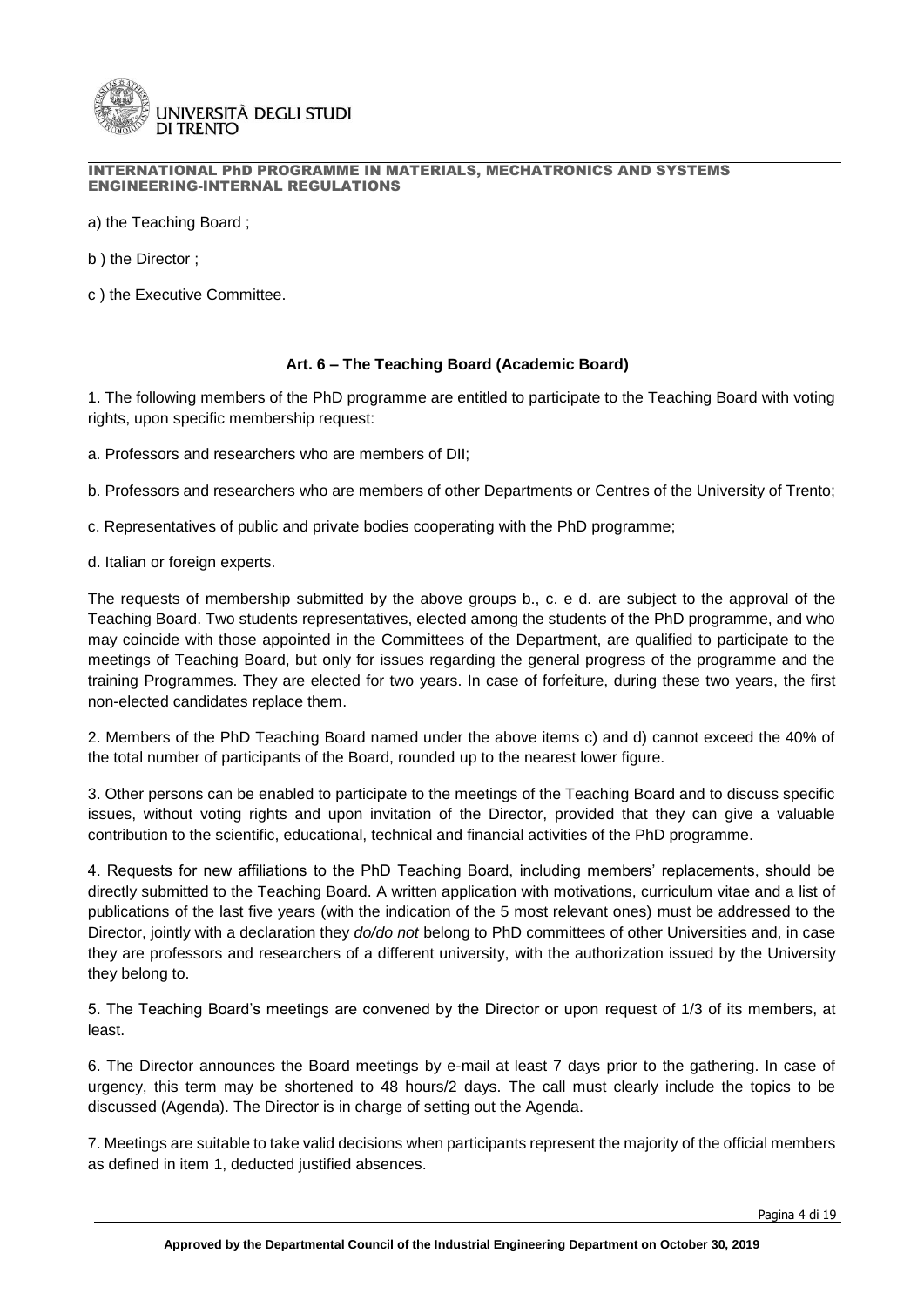a) the Teaching Board ;

b ) the Director ;

c ) the Executive Committee.

### Art. 6 – The Teaching Board (Academic Board)

1. The following members of the PhD programme are entitled to participate to the Teaching Board with voting rights, upon specific membership request:

a. Professors and researchers who are members of DII;

b. Professors and researchers who are members of other Departments or Centres of the University of Trento;

c. Representatives of public and private bodies cooperating with the PhD programme;

d. Italian or foreign experts.

The requests of membership submitted by the above groups b., c. e d. are subject to the approval of the Teaching Board. Two students representatives, elected among the students of the PhD programme, and who may coincide with those appointed in the Committees of the Department, are qualified to participate to the meetings of Teaching Board, but only for issues regarding the general progress of the programme and the training Programmes. They are elected for two years. In case of forfeiture, during these two years, the first non-elected candidates replace them.

2. Members of the PhD Teaching Board named under the above items c) and d) cannot exceed the 40% of the total number of participants of the Board, rounded up to the nearest lower figure.

3. Other persons can be enabled to participate to the meetings of the Teaching Board and to discuss specific issues, without voting rights and upon invitation of the Director, provided that they can give a valuable contribution to the scientific, educational, technical and financial activities of the PhD programme.

4. Requests for new affiliations to the PhD Teaching Board, including members' replacements, should be directly submitted to the Teaching Board. A written application with motivations, curriculum vitae and a list of publications of the last five years (with the indication of the 5 most relevant ones) must be addressed to the Director, jointly with a declaration they *do/do not* belong to PhD committees of other Universities and, in case they are professors and researchers of a different university, with the authorization issued by the University they belong to.

5. The Teaching Board's meetings are convened by the Director or upon request of 1/3 of its members, at least.

6. The Director announces the Board meetings by e-mail at least 7 days prior to the gathering. In case of urgency, this term may be shortened to 48 hours/2 days. The call must clearly include the topics to be discussed (Agenda). The Director is in charge of setting out the Agenda.

7. Meetings are suitable to take valid decisions when participants represent the majority of the official members as defined in item 1, deducted justified absences.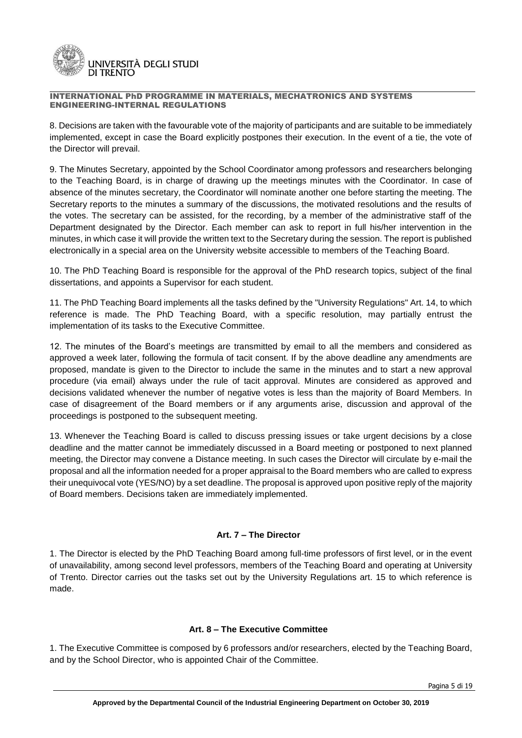8. Decisions are taken with the favourable vote of the majority of participants and are suitable to be immediately implemented, except in case the Board explicitly postpones their execution. In the event of a tie, the vote of the Director will prevail.

9. The Minutes Secretary, appointed by the School Coordinator among professors and researchers belonging to the Teaching Board, is in charge of drawing up the meetings minutes with the Coordinator. In case of absence of the minutes secretary, the Coordinator will nominate another one before starting the meeting. The Secretary reports to the minutes a summary of the discussions, the motivated resolutions and the results of the votes. The secretary can be assisted, for the recording, by a member of the administrative staff of the Department designated by the Director. Each member can ask to report in full his/her intervention in the minutes, in which case it will provide the written text to the Secretary during the session. The report is published electronically in a special area on the University website accessible to members of the Teaching Board.

10. The PhD Teaching Board is responsible for the approval of the PhD research topics, subject of the final dissertations, and appoints a Supervisor for each student.

11. The PhD Teaching Board implements all the tasks defined by the "University Regulations" Art. 14, to which reference is made. The PhD Teaching Board, with a specific resolution, may partially entrust the implementation of its tasks to the Executive Committee.

12. The minutes of the Board's meetings are transmitted by email to all the members and considered as approved a week later, following the formula of tacit consent. If by the above deadline any amendments are proposed, mandate is given to the Director to include the same in the minutes and to start a new approval procedure (via email) always under the rule of tacit approval. Minutes are considered as approved and decisions validated whenever the number of negative votes is less than the majority of Board Members. In case of disagreement of the Board members or if any arguments arise, discussion and approval of the proceedings is postponed to the subsequent meeting.

13. Whenever the Teaching Board is called to discuss pressing issues or take urgent decisions by a close deadline and the matter cannot be immediately discussed in a Board meeting or postponed to next planned meeting, the Director may convene a Distance meeting. In such cases the Director will circulate by e-mail the proposal and all the information needed for a proper appraisal to the Board members who are called to express their unequivocal vote (YES/NO) by a set deadline. The proposal is approved upon positive reply of the majority of Board members. Decisions taken are immediately implemented.

## Art. 7 – The Director

1. The Director is elected by the PhD Teaching Board among full-time professors of first level, or in the event of unavailability, among second level professors, members of the Teaching Board and operating at University of Trento. Director carries out the tasks set out by the University Regulations art. 15 to which reference is made.

## Art. 8 – The Executive Committee

1. The Executive Committee is composed by 6 professors and/or researchers, elected by the Teaching Board, and by the School Director, who is appointed Chair of the Committee.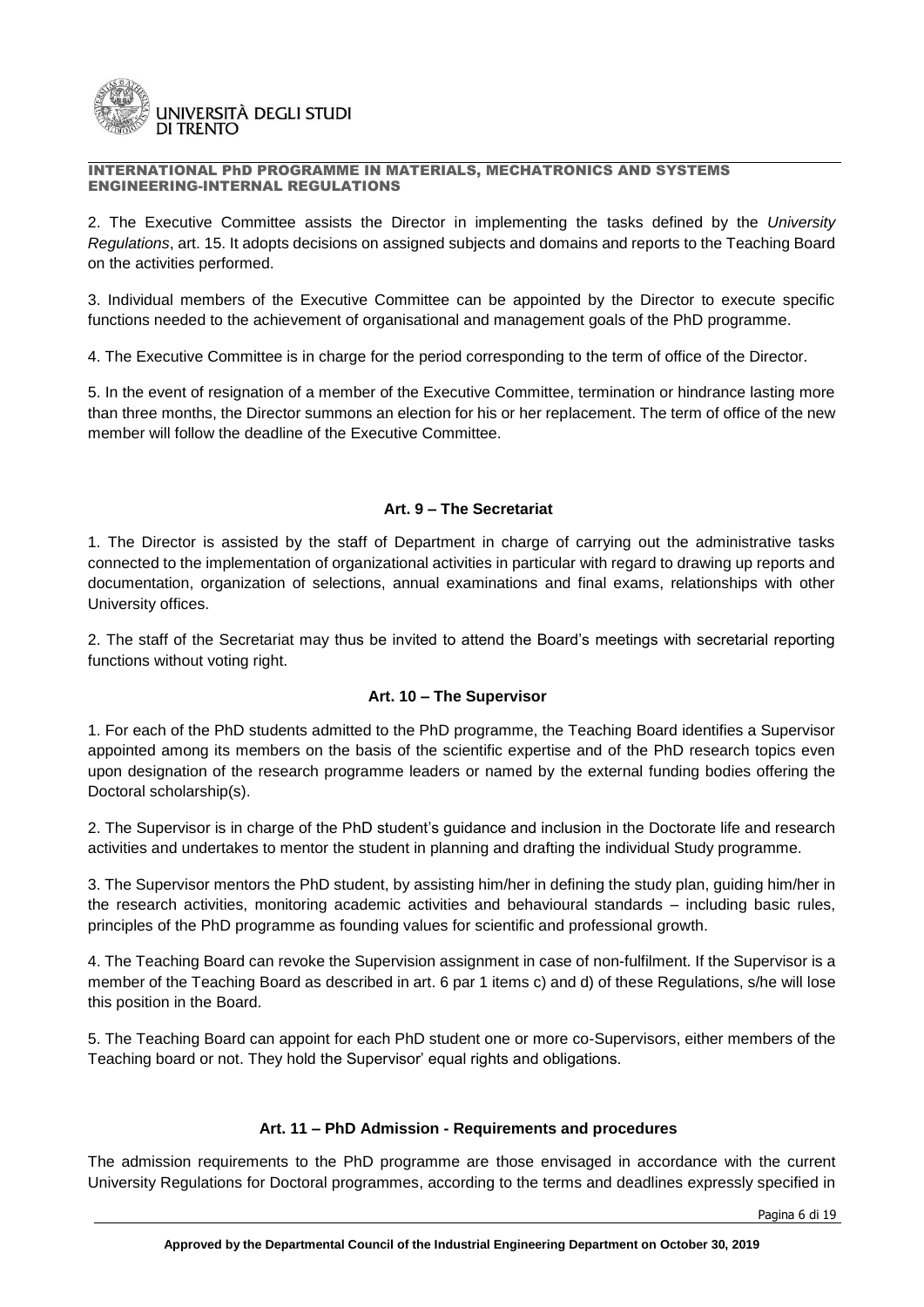2. The Executive Committee assists the Director in implementing the tasks defined by the *University Regulations*, art. 15. It adopts decisions on assigned subjects and domains and reports to the Teaching Board on the activities performed.

3. Individual members of the Executive Committee can be appointed by the Director to execute specific functions needed to the achievement of organisational and management goals of the PhD programme.

4. The Executive Committee is in charge for the period corresponding to the term of office of the Director.

5. In the event of resignation of a member of the Executive Committee, termination or hindrance lasting more than three months, the Director summons an election for his or her replacement. The term of office of the new member will follow the deadline of the Executive Committee.

### Art. 9 – The Secretariat

1. The Director is assisted by the staff of Department in charge of carrying out the administrative tasks connected to the implementation of organizational activities in particular with regard to drawing up reports and documentation, organization of selections, annual examinations and final exams, relationships with other University offices.

2. The staff of the Secretariat may thus be invited to attend the Board's meetings with secretarial reporting functions without voting right.

### Art. 10 – The Supervisor

1. For each of the PhD students admitted to the PhD programme, the Teaching Board identifies a Supervisor appointed among its members on the basis of the scientific expertise and of the PhD research topics even upon designation of the research programme leaders or named by the external funding bodies offering the Doctoral scholarship(s).

2. The Supervisor is in charge of the PhD student's guidance and inclusion in the Doctorate life and research activities and undertakes to mentor the student in planning and drafting the individual Study programme.

3. The Supervisor mentors the PhD student, by assisting him/her in defining the study plan, guiding him/her in the research activities, monitoring academic activities and behavioural standards – including basic rules, principles of the PhD programme as founding values for scientific and professional growth.

4. The Teaching Board can revoke the Supervision assignment in case of non-fulfilment. If the Supervisor is a member of the Teaching Board as described in art. 6 par 1 items c) and d) of these Regulations, s/he will lose this position in the Board.

5. The Teaching Board can appoint for each PhD student one or more co-Supervisors, either members of the Teaching board or not. They hold the Supervisor' equal rights and obligations.

### Art. 11 – PhD Admission - Requirements and procedures

The admission requirements to the PhD programme are those envisaged in accordance with the current University Regulations for Doctoral programmes, according to the terms and deadlines expressly specified in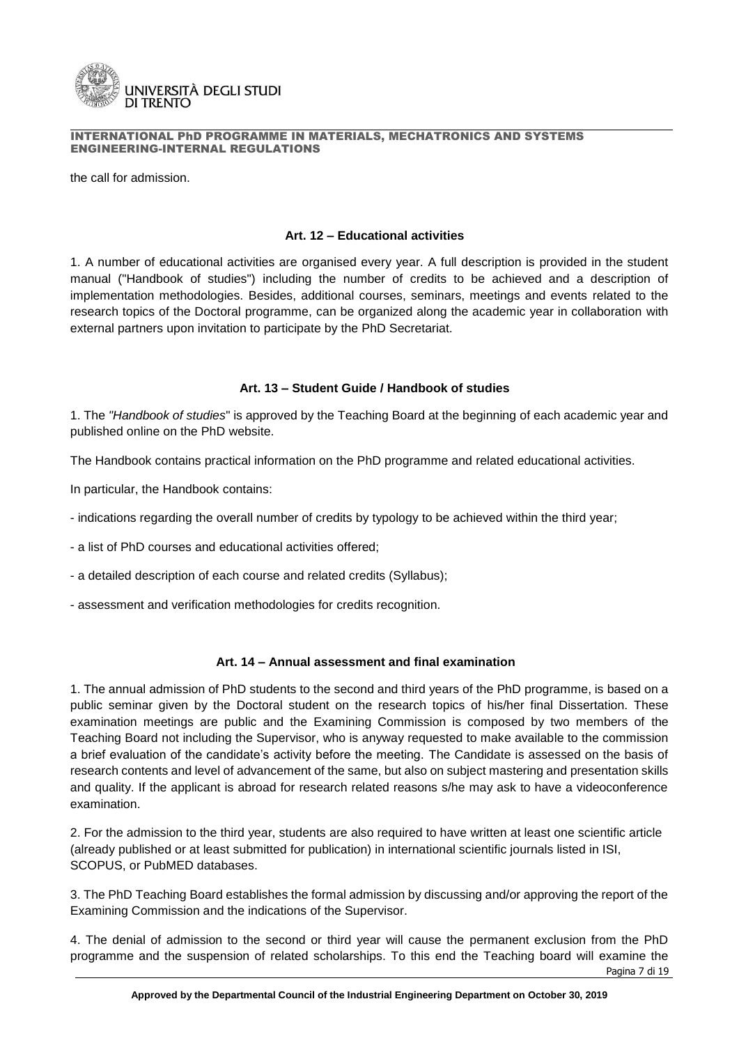the call for admission.

### Art. 12 – Educational activities

1. A number of educational activities are organised every year. A full description is provided in the student manual ("Handbook of studies") including the number of credits to be achieved and a description of implementation methodologies. Besides, additional courses, seminars, meetings and events related to the research topics of the Doctoral programme, can be organized along the academic year in collaboration with external partners upon invitation to participate by the PhD Secretariat.

### Art. 13 – Student Guide / Handbook of studies

1. The *"Handbook of studies*" is approved by the Teaching Board at the beginning of each academic year and published online on the PhD website.

The Handbook contains practical information on the PhD programme and related educational activities.

In particular, the Handbook contains:

- indications regarding the overall number of credits by typology to be achieved within the third year;
- a list of PhD courses and educational activities offered;
- a detailed description of each course and related credits (Syllabus);
- assessment and verification methodologies for credits recognition.

### Art. 14 – Annual assessment and final examination

1. The annual admission of PhD students to the second and third years of the PhD programme, is based on a public seminar given by the Doctoral student on the research topics of his/her final Dissertation. These examination meetings are public and the Examining Commission is composed by two members of the Teaching Board not including the Supervisor, who is anyway requested to make available to the commission a brief evaluation of the candidate's activity before the meeting. The Candidate is assessed on the basis of research contents and level of advancement of the same, but also on subject mastering and presentation skills and quality. If the applicant is abroad for research related reasons s/he may ask to have a videoconference examination.

2. For the admission to the third year, students are also required to have written at least one scientific article (already published or at least submitted for publication) in international scientific journals listed in ISI, SCOPUS, or PubMED databases.

3. The PhD Teaching Board establishes the formal admission by discussing and/or approving the report of the Examining Commission and the indications of the Supervisor.

4. The denial of admission to the second or third year will cause the permanent exclusion from the PhD programme and the suspension of related scholarships. To this end the Teaching board will examine the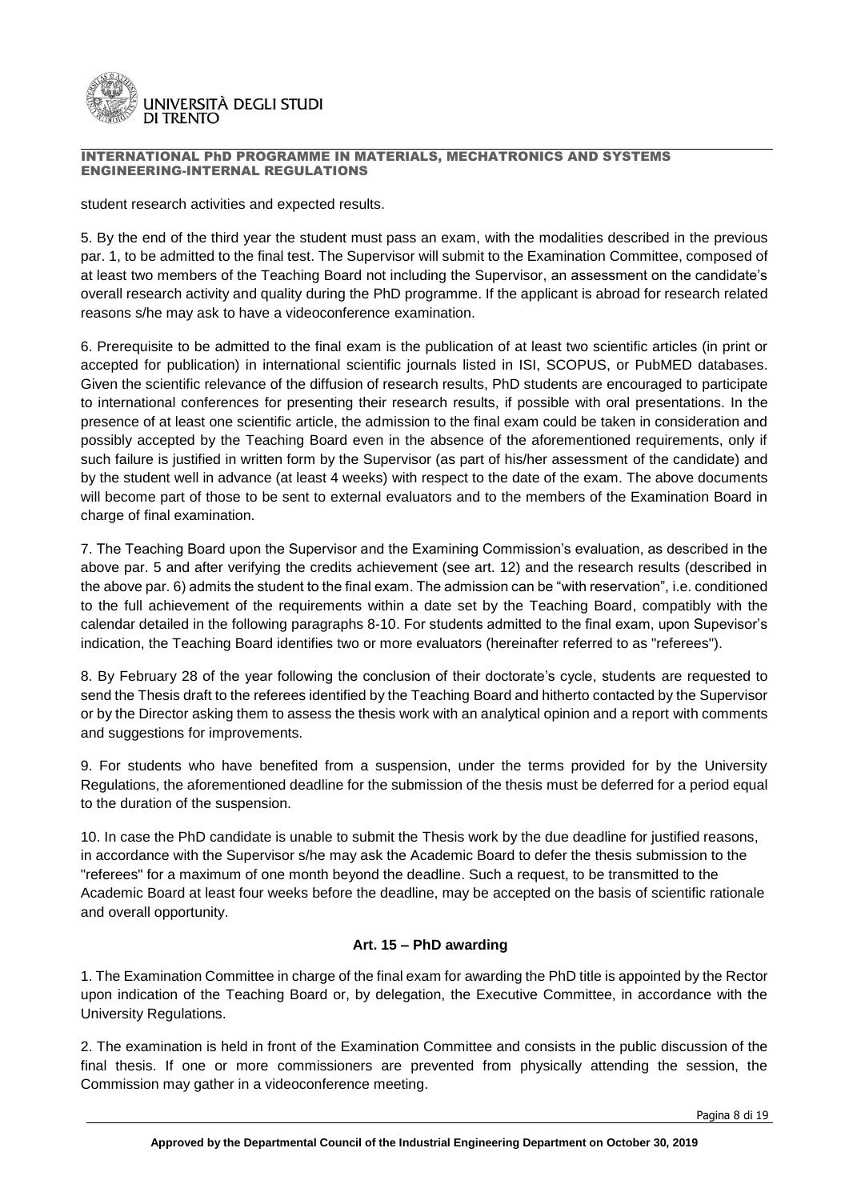student research activities and expected results.

5. By the end of the third year the student must pass an exam, with the modalities described in the previous par. 1, to be admitted to the final test. The Supervisor will submit to the Examination Committee, composed of at least two members of the Teaching Board not including the Supervisor, an assessment on the candidate's overall research activity and quality during the PhD programme. If the applicant is abroad for research related reasons s/he may ask to have a videoconference examination.

6. Prerequisite to be admitted to the final exam is the publication of at least two scientific articles (in print or accepted for publication) in international scientific journals listed in ISI, SCOPUS, or PubMED databases. Given the scientific relevance of the diffusion of research results, PhD students are encouraged to participate to international conferences for presenting their research results, if possible with oral presentations. In the presence of at least one scientific article, the admission to the final exam could be taken in consideration and possibly accepted by the Teaching Board even in the absence of the aforementioned requirements, only if such failure is justified in written form by the Supervisor (as part of his/her assessment of the candidate) and by the student well in advance (at least 4 weeks) with respect to the date of the exam. The above documents will become part of those to be sent to external evaluators and to the members of the Examination Board in charge of final examination.

7. The Teaching Board upon the Supervisor and the Examining Commission's evaluation, as described in the above par. 5 and after verifying the credits achievement (see art. 12) and the research results (described in the above par. 6) admits the student to the final exam. The admission can be "with reservation", i.e. conditioned to the full achievement of the requirements within a date set by the Teaching Board, compatibly with the calendar detailed in the following paragraphs 8-10. For students admitted to the final exam, upon Supevisor's indication, the Teaching Board identifies two or more evaluators (hereinafter referred to as "referees").

8. By February 28 of the year following the conclusion of their doctorate's cycle, students are requested to send the Thesis draft to the referees identified by the Teaching Board and hitherto contacted by the Supervisor or by the Director asking them to assess the thesis work with an analytical opinion and a report with comments and suggestions for improvements.

9. For students who have benefited from a suspension, under the terms provided for by the University Regulations, the aforementioned deadline for the submission of the thesis must be deferred for a period equal to the duration of the suspension.

10. In case the PhD candidate is unable to submit the Thesis work by the due deadline for justified reasons, in accordance with the Supervisor s/he may ask the Academic Board to defer the thesis submission to the "referees" for a maximum of one month beyond the deadline. Such a request, to be transmitted to the Academic Board at least four weeks before the deadline, may be accepted on the basis of scientific rationale and overall opportunity.

### Art. 15 – PhD awarding

1. The Examination Committee in charge of the final exam for awarding the PhD title is appointed by the Rector upon indication of the Teaching Board or, by delegation, the Executive Committee, in accordance with the University Regulations.

2. The examination is held in front of the Examination Committee and consists in the public discussion of the final thesis. If one or more commissioners are prevented from physically attending the session, the Commission may gather in a videoconference meeting.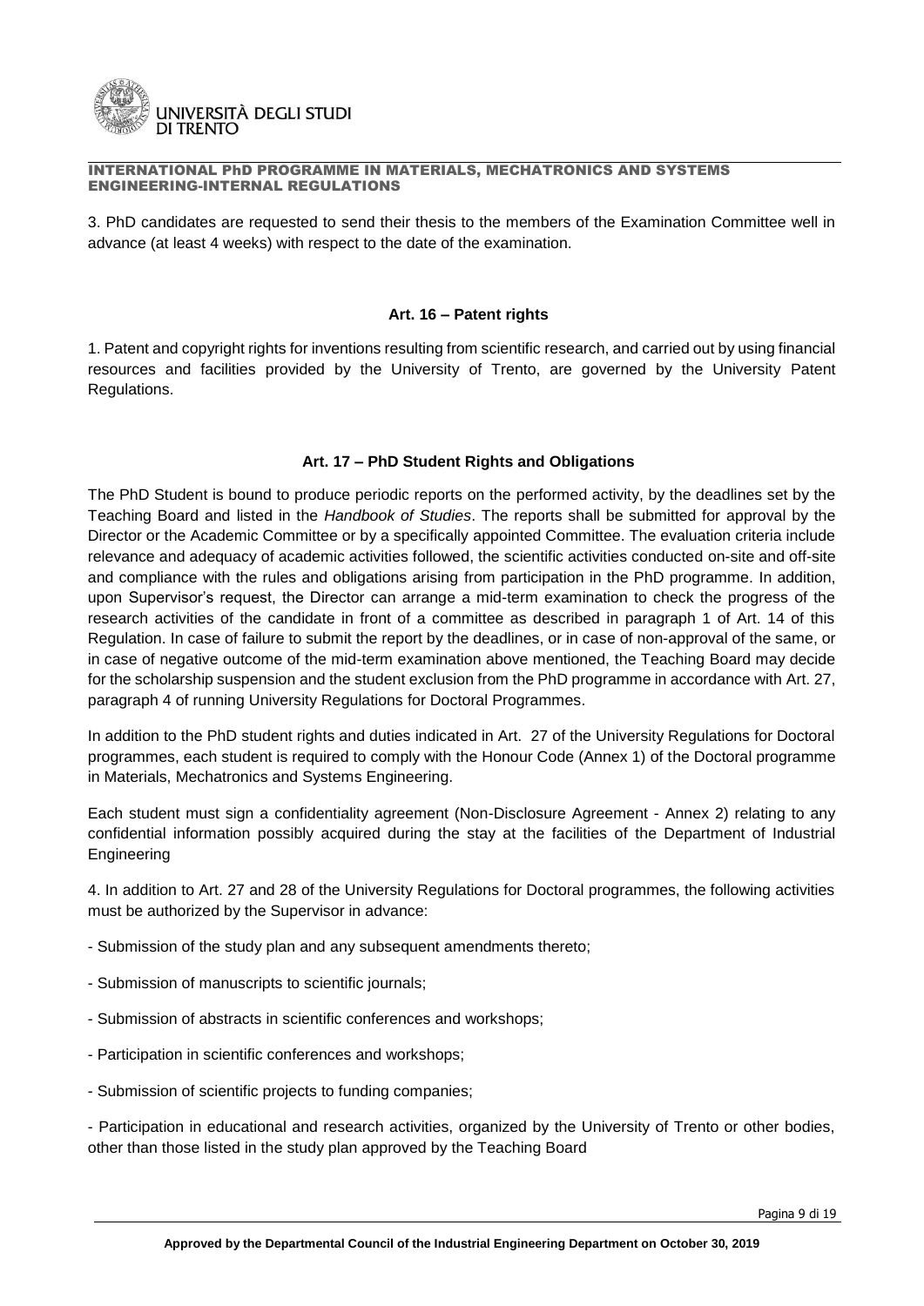3. PhD candidates are requested to send their thesis to the members of the Examination Committee well in advance (at least 4 weeks) with respect to the date of the examination.

### Art. 16 – Patent rights

1. Patent and copyright rights for inventions resulting from scientific research, and carried out by using financial resources and facilities provided by the University of Trento, are governed by the University Patent Regulations.

### Art. 17 – PhD Student Rights and Obligations

The PhD Student is bound to produce periodic reports on the performed activity, by the deadlines set by the Teaching Board and listed in the *Handbook of Studies*. The reports shall be submitted for approval by the Director or the Academic Committee or by a specifically appointed Committee. The evaluation criteria include relevance and adequacy of academic activities followed, the scientific activities conducted on-site and off-site and compliance with the rules and obligations arising from participation in the PhD programme. In addition, upon Supervisor's request, the Director can arrange a mid-term examination to check the progress of the research activities of the candidate in front of a committee as described in paragraph 1 of Art. 14 of this Regulation. In case of failure to submit the report by the deadlines, or in case of non-approval of the same, or in case of negative outcome of the mid-term examination above mentioned, the Teaching Board may decide for the scholarship suspension and the student exclusion from the PhD programme in accordance with Art. 27, paragraph 4 of running University Regulations for Doctoral Programmes.

In addition to the PhD student rights and duties indicated in Art. 27 of the University Regulations for Doctoral programmes, each student is required to comply with the Honour Code (Annex 1) of the Doctoral programme in Materials, Mechatronics and Systems Engineering.

Each student must sign a confidentiality agreement (Non-Disclosure Agreement - Annex 2) relating to any confidential information possibly acquired during the stay at the facilities of the Department of Industrial Engineering

4. In addition to Art. 27 and 28 of the University Regulations for Doctoral programmes, the following activities must be authorized by the Supervisor in advance:

- Submission of the study plan and any subsequent amendments thereto;
- Submission of manuscripts to scientific journals;
- Submission of abstracts in scientific conferences and workshops;
- Participation in scientific conferences and workshops;
- Submission of scientific projects to funding companies;
- Participation in educational and research activities, organized by the University of Trento or other bodies, other than those listed in the study plan approved by the Teaching Board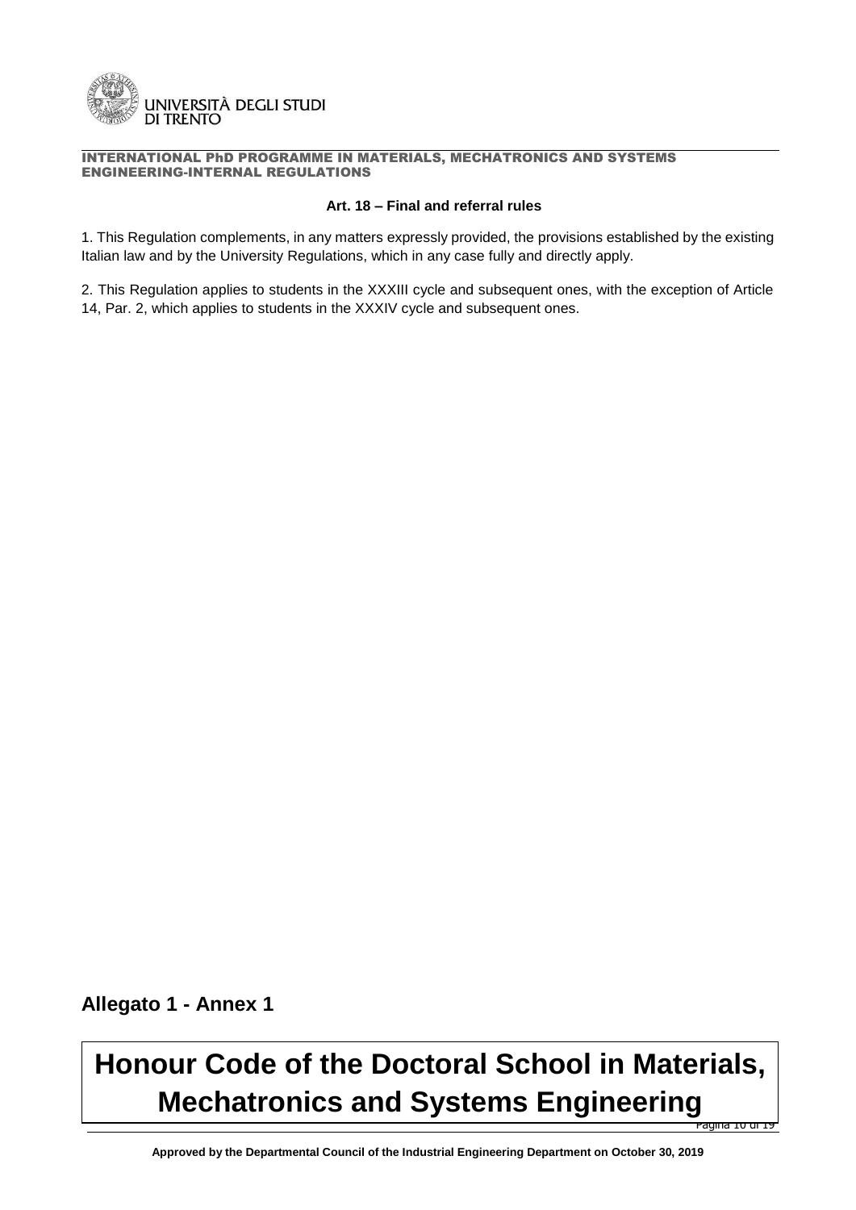### Art. 18 – Final and referral rules

1. This Regulation complements, in any matters expressly provided, the provisions established by the existing Italian law and by the University Regulations, which in any case fully and directly apply.

2. This Regulation applies to students in the XXXIII cycle and subsequent ones, with the exception of Article 14, Par. 2, which applies to students in the XXXIV cycle and subsequent ones.

## Allegato 1 - Annex 1

# Honour Code of the Doctoral School in Materials, Mechatronics and Systems Engineering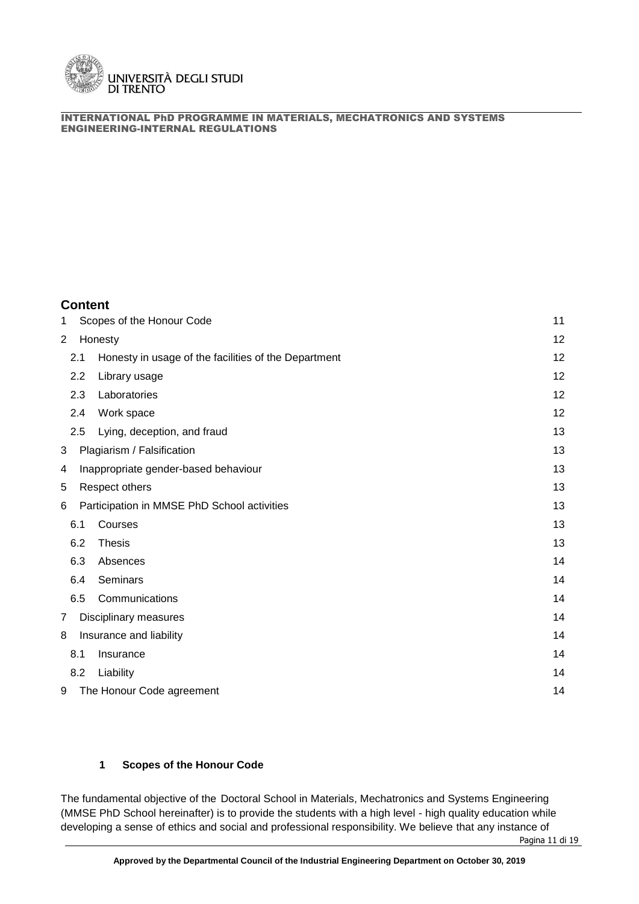## Content

| | | |
|---|---|---|
| 1 | Scopes of the Honour Code | 11 |
| 2 | Honesty | 12 |
| 2.1 | Honesty in usage of the facilities of the Department | 12 |
| 2.2 | Library usage | 12 |
| 2.3 | Laboratories | 12 |
| 2.4 | Work space | 12 |
| 2.5 | Lying, deception, and fraud | 13 |
| 3 | Plagiarism / Falsification | 13 |
| 4 | Inappropriate gender-based behaviour | 13 |
| 5 | Respect others | 13 |
| 6 | Participation in MMSE PhD School activities | 13 |
| 6.1 | Courses | 13 |
| 6.2 | Thesis | 13 |
| 6.3 | Absences | 14 |
| 6.4 | Seminars | 14 |
| 6.5 | Communications | 14 |
| 7 | Disciplinary measures | 14 |
| 8 | Insurance and liability | 14 |
| 8.1 | Insurance | 14 |
| 8.2 | Liability | 14 |
| 9 | The Honour Code agreement | 14 |

### 1 Scopes of the Honour Code

The fundamental objective of the Doctoral School in Materials, Mechatronics and Systems Engineering (MMSE PhD School hereinafter) is to provide the students with a high level - high quality education while developing a sense of ethics and social and professional responsibility. We believe that any instance of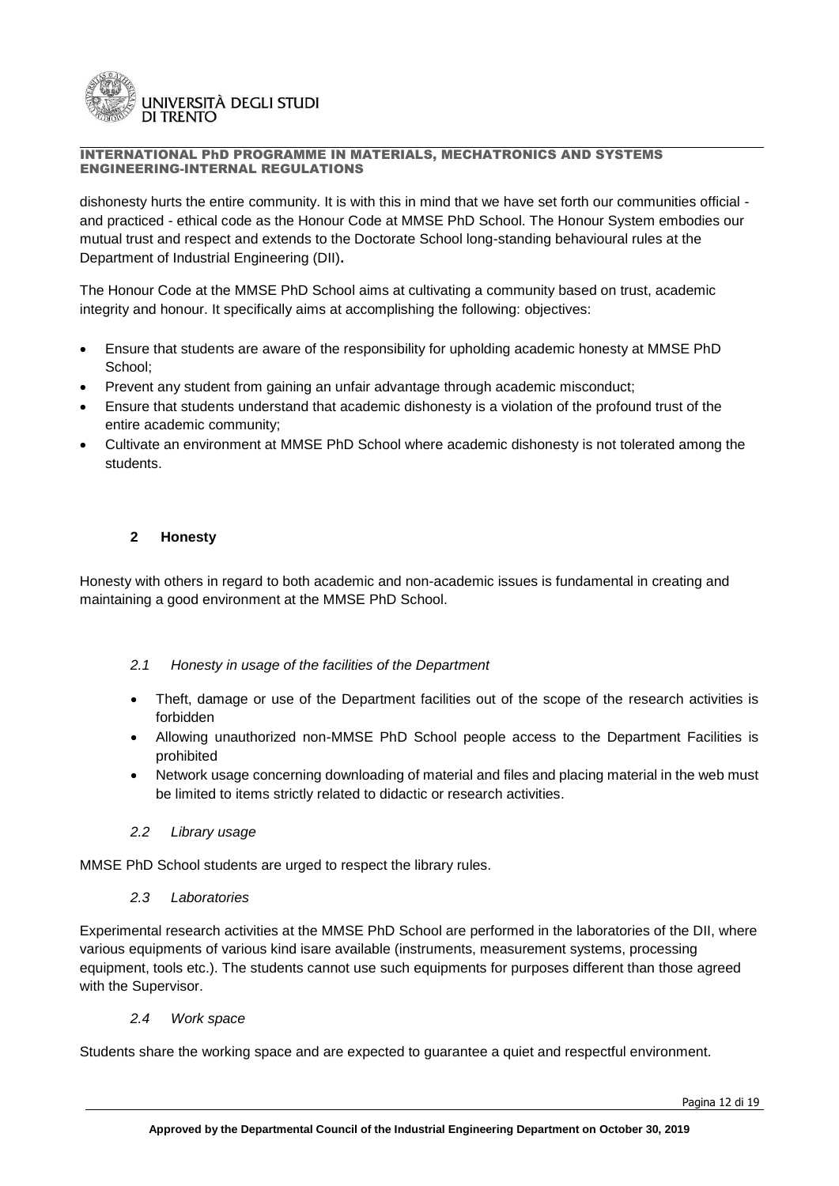dishonesty hurts the entire community. It is with this in mind that we have set forth our communities official - and practiced - ethical code as the Honour Code at MMSE PhD School. The Honour System embodies our mutual trust and respect and extends to the Doctorate School long-standing behavioural rules at the Department of Industrial Engineering (DII)**.**

The Honour Code at the MMSE PhD School aims at cultivating a community based on trust, academic integrity and honour. It specifically aims at accomplishing the following: objectives:

- Ensure that students are aware of the responsibility for upholding academic honesty at MMSE PhD School;
- Prevent any student from gaining an unfair advantage through academic misconduct;
- Ensure that students understand that academic dishonesty is a violation of the profound trust of the entire academic community;
- Cultivate an environment at MMSE PhD School where academic dishonesty is not tolerated among the students.

## 2 Honesty

Honesty with others in regard to both academic and non-academic issues is fundamental in creating and maintaining a good environment at the MMSE PhD School.

### *2.1 Honesty in usage of the facilities of the Department*

- Theft, damage or use of the Department facilities out of the scope of the research activities is forbidden
- Allowing unauthorized non-MMSE PhD School people access to the Department Facilities is prohibited
- Network usage concerning downloading of material and files and placing material in the web must be limited to items strictly related to didactic or research activities.

### *2.2 Library usage*

MMSE PhD School students are urged to respect the library rules.

### *2.3 Laboratories*

Experimental research activities at the MMSE PhD School are performed in the laboratories of the DII, where various equipments of various kind isare available (instruments, measurement systems, processing equipment, tools etc.). The students cannot use such equipments for purposes different than those agreed with the Supervisor.

### *2.4 Work space*

Students share the working space and are expected to guarantee a quiet and respectful environment.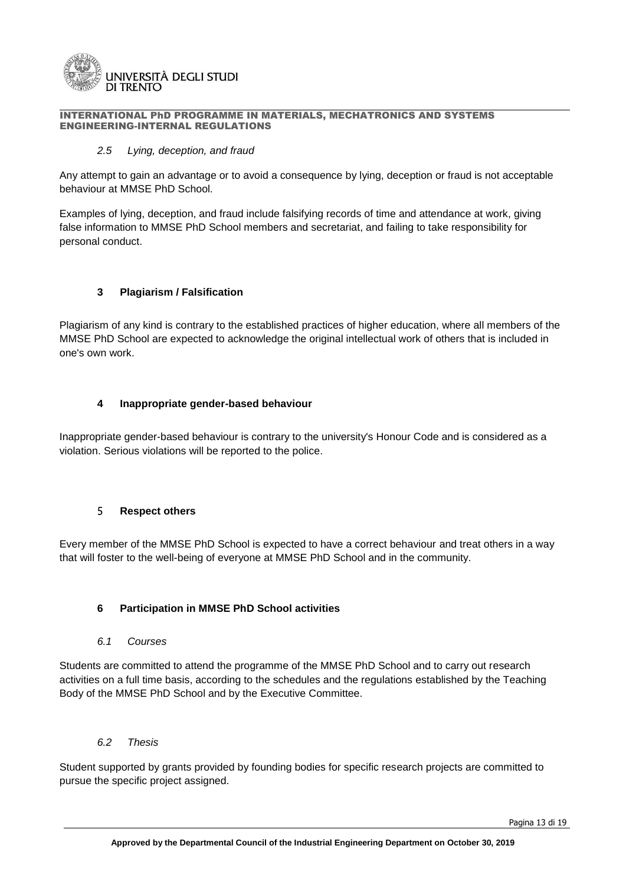### *2.5 Lying, deception, and fraud*

Any attempt to gain an advantage or to avoid a consequence by lying, deception or fraud is not acceptable behaviour at MMSE PhD School.

Examples of lying, deception, and fraud include falsifying records of time and attendance at work, giving false information to MMSE PhD School members and secretariat, and failing to take responsibility for personal conduct.

## 3 Plagiarism / Falsification

Plagiarism of any kind is contrary to the established practices of higher education, where all members of the MMSE PhD School are expected to acknowledge the original intellectual work of others that is included in one's own work.

## 4 Inappropriate gender-based behaviour

Inappropriate gender-based behaviour is contrary to the university's Honour Code and is considered as a violation. Serious violations will be reported to the police.

## 5 Respect others

Every member of the MMSE PhD School is expected to have a correct behaviour and treat others in a way that will foster to the well-being of everyone at MMSE PhD School and in the community.

## 6 Participation in MMSE PhD School activities

### *6.1 Courses*

Students are committed to attend the programme of the MMSE PhD School and to carry out research activities on a full time basis, according to the schedules and the regulations established by the Teaching Body of the MMSE PhD School and by the Executive Committee.

### *6.2 Thesis*

Student supported by grants provided by founding bodies for specific research projects are committed to pursue the specific project assigned.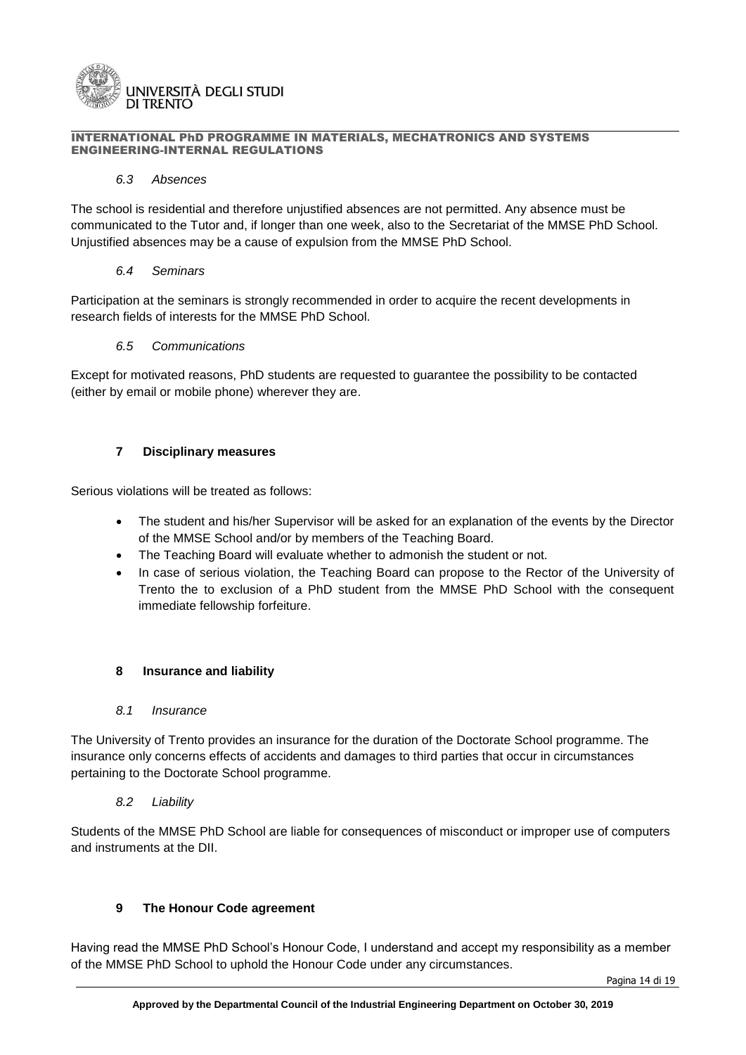### 6.3 *Absences*

The school is residential and therefore unjustified absences are not permitted. Any absence must be communicated to the Tutor and, if longer than one week, also to the Secretariat of the MMSE PhD School. Unjustified absences may be a cause of expulsion from the MMSE PhD School.

### 6.4 *Seminars*

Participation at the seminars is strongly recommended in order to acquire the recent developments in research fields of interests for the MMSE PhD School.

### 6.5 *Communications*

Except for motivated reasons, PhD students are requested to guarantee the possibility to be contacted (either by email or mobile phone) wherever they are.

## 7 Disciplinary measures

Serious violations will be treated as follows:

- The student and his/her Supervisor will be asked for an explanation of the events by the Director of the MMSE School and/or by members of the Teaching Board.
- The Teaching Board will evaluate whether to admonish the student or not.
- In case of serious violation, the Teaching Board can propose to the Rector of the University of Trento the to exclusion of a PhD student from the MMSE PhD School with the consequent immediate fellowship forfeiture.

## 8 Insurance and liability

### 8.1 *Insurance*

The University of Trento provides an insurance for the duration of the Doctorate School programme. The insurance only concerns effects of accidents and damages to third parties that occur in circumstances pertaining to the Doctorate School programme.

### 8.2 *Liability*

Students of the MMSE PhD School are liable for consequences of misconduct or improper use of computers and instruments at the DII.

## 9 The Honour Code agreement

Having read the MMSE PhD School's Honour Code, I understand and accept my responsibility as a member of the MMSE PhD School to uphold the Honour Code under any circumstances.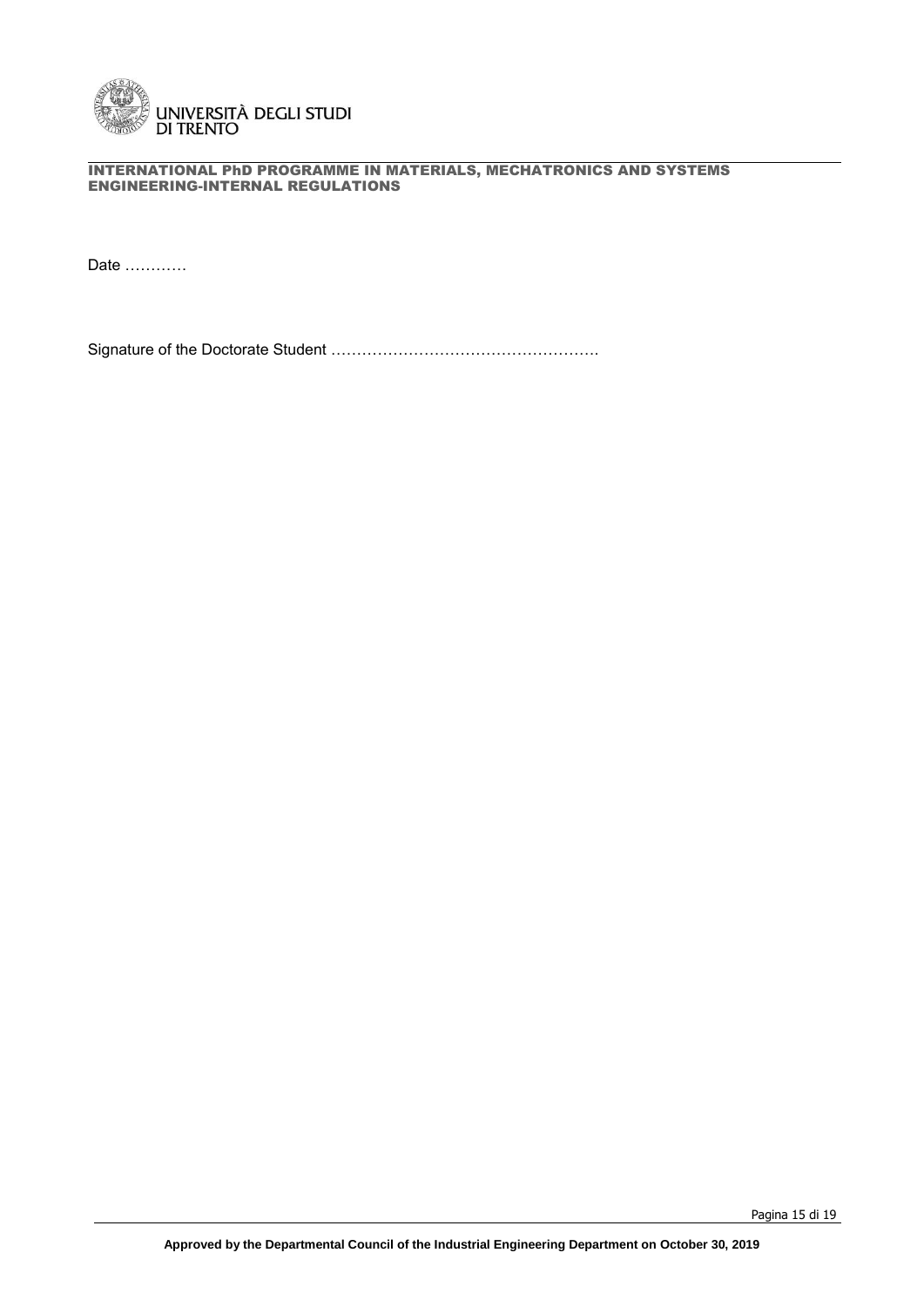Date …………

Signature of the Doctorate Student …………………………………………….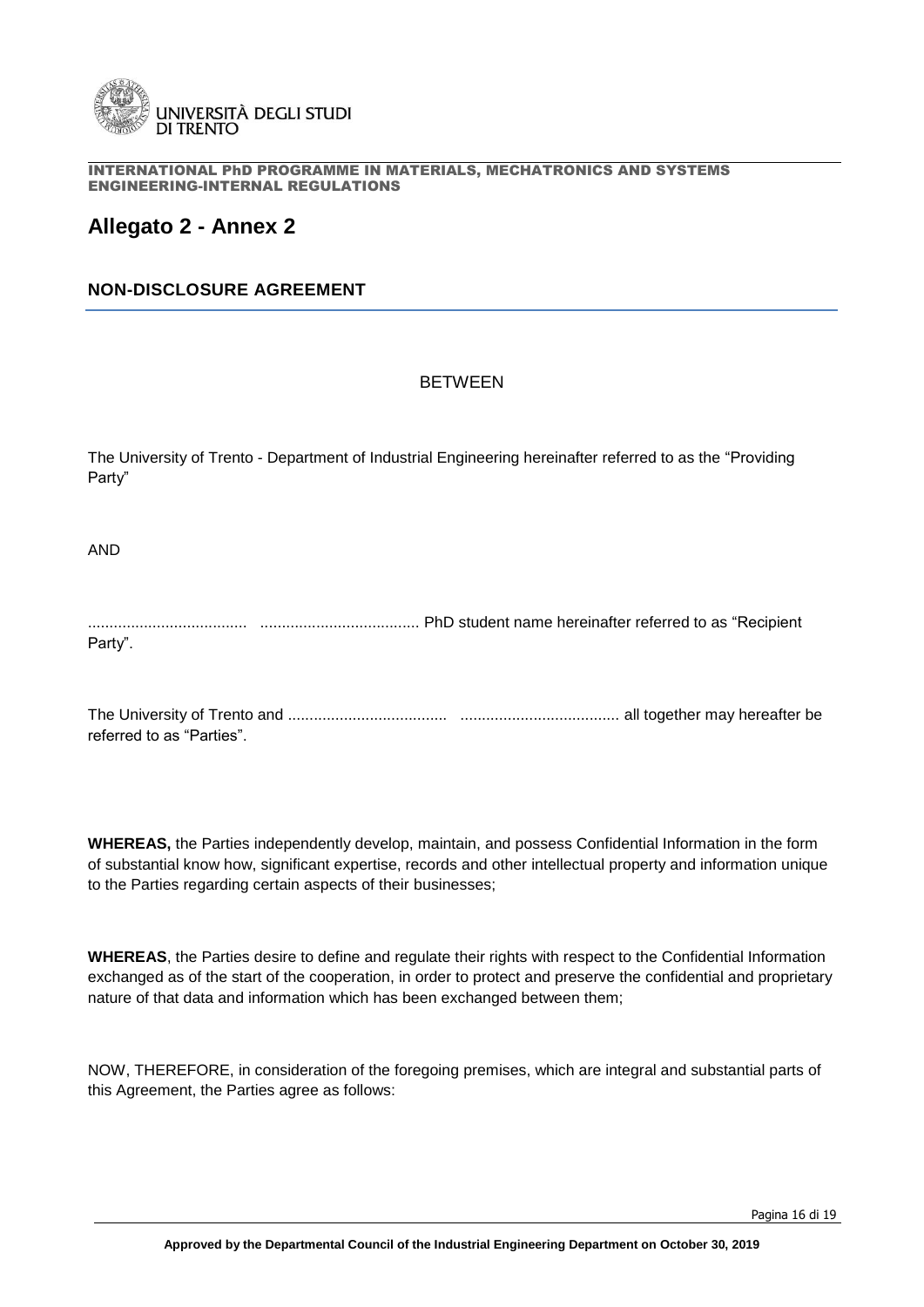# Allegato 2 - Annex 2

## NON-DISCLOSURE AGREEMENT

BETWEEN

The University of Trento - Department of Industrial Engineering hereinafter referred to as the "Providing Party"

AND

..................................... ..................................... PhD student name hereinafter referred to as "Recipient Party".

The University of Trento and ..................................... ..................................... all together may hereafter be referred to as "Parties".

**WHEREAS,** the Parties independently develop, maintain, and possess Confidential Information in the form of substantial know how, significant expertise, records and other intellectual property and information unique to the Parties regarding certain aspects of their businesses;

**WHEREAS**, the Parties desire to define and regulate their rights with respect to the Confidential Information exchanged as of the start of the cooperation, in order to protect and preserve the confidential and proprietary nature of that data and information which has been exchanged between them;

NOW, THEREFORE, in consideration of the foregoing premises, which are integral and substantial parts of this Agreement, the Parties agree as follows: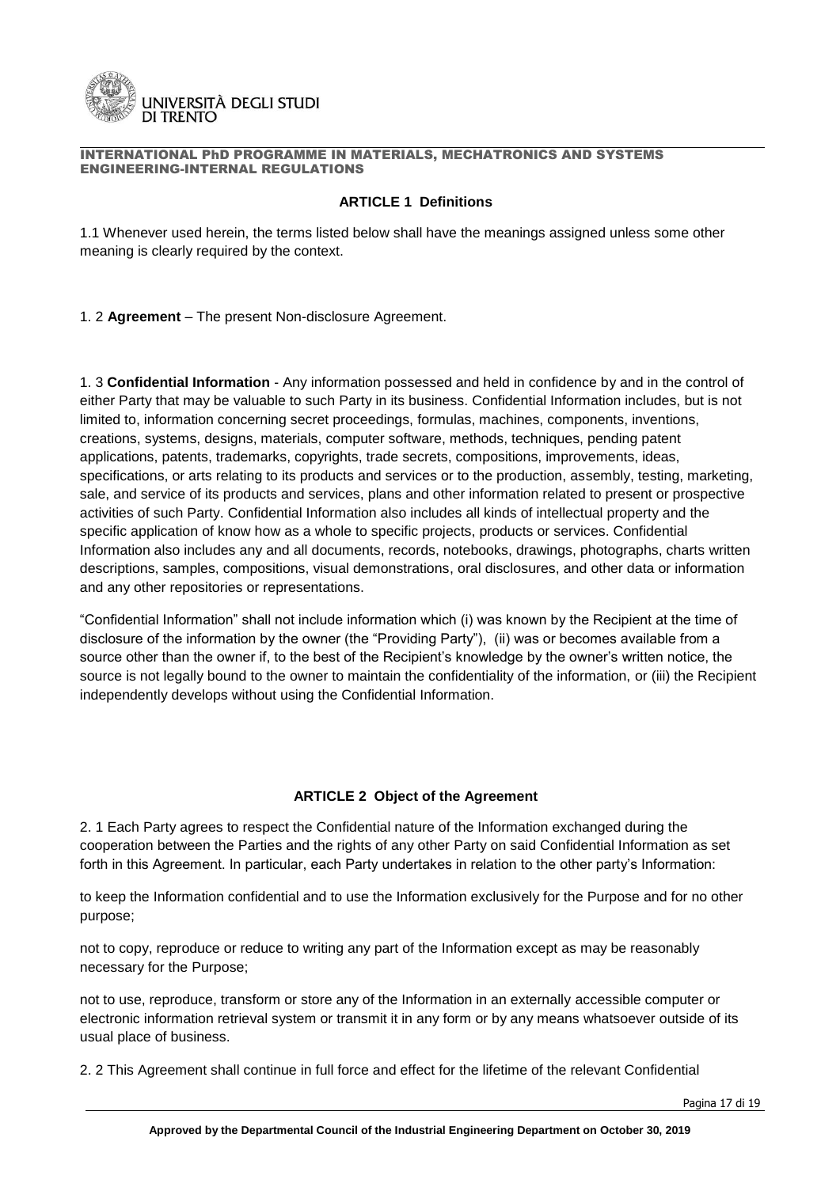### ARTICLE 1 Definitions

1.1 Whenever used herein, the terms listed below shall have the meanings assigned unless some other meaning is clearly required by the context.

1. 2 **Agreement** – The present Non-disclosure Agreement.

1. 3 **Confidential Information** - Any information possessed and held in confidence by and in the control of either Party that may be valuable to such Party in its business. Confidential Information includes, but is not limited to, information concerning secret proceedings, formulas, machines, components, inventions, creations, systems, designs, materials, computer software, methods, techniques, pending patent applications, patents, trademarks, copyrights, trade secrets, compositions, improvements, ideas, specifications, or arts relating to its products and services or to the production, assembly, testing, marketing, sale, and service of its products and services, plans and other information related to present or prospective activities of such Party. Confidential Information also includes all kinds of intellectual property and the specific application of know how as a whole to specific projects, products or services. Confidential Information also includes any and all documents, records, notebooks, drawings, photographs, charts written descriptions, samples, compositions, visual demonstrations, oral disclosures, and other data or information and any other repositories or representations.

"Confidential Information" shall not include information which (i) was known by the Recipient at the time of disclosure of the information by the owner (the "Providing Party"), (ii) was or becomes available from a source other than the owner if, to the best of the Recipient's knowledge by the owner's written notice, the source is not legally bound to the owner to maintain the confidentiality of the information, or (iii) the Recipient independently develops without using the Confidential Information.

### ARTICLE 2 Object of the Agreement

2. 1 Each Party agrees to respect the Confidential nature of the Information exchanged during the cooperation between the Parties and the rights of any other Party on said Confidential Information as set forth in this Agreement. In particular, each Party undertakes in relation to the other party's Information:

to keep the Information confidential and to use the Information exclusively for the Purpose and for no other purpose;

not to copy, reproduce or reduce to writing any part of the Information except as may be reasonably necessary for the Purpose;

not to use, reproduce, transform or store any of the Information in an externally accessible computer or electronic information retrieval system or transmit it in any form or by any means whatsoever outside of its usual place of business.

2. 2 This Agreement shall continue in full force and effect for the lifetime of the relevant Confidential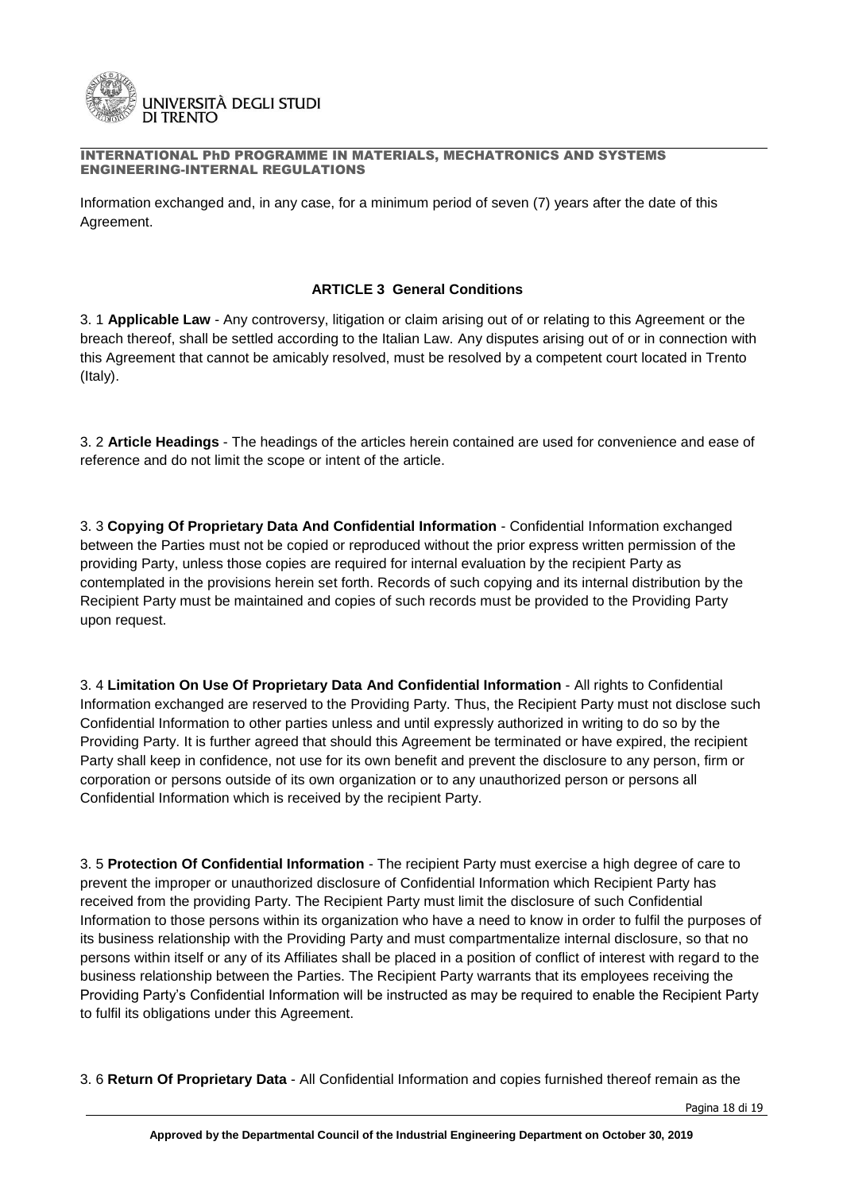Information exchanged and, in any case, for a minimum period of seven (7) years after the date of this Agreement.

### ARTICLE 3 General Conditions

3. 1 **Applicable Law** - Any controversy, litigation or claim arising out of or relating to this Agreement or the breach thereof, shall be settled according to the Italian Law. Any disputes arising out of or in connection with this Agreement that cannot be amicably resolved, must be resolved by a competent court located in Trento (Italy).

3. 2 **Article Headings** - The headings of the articles herein contained are used for convenience and ease of reference and do not limit the scope or intent of the article.

3. 3 **Copying Of Proprietary Data And Confidential Information** - Confidential Information exchanged between the Parties must not be copied or reproduced without the prior express written permission of the providing Party, unless those copies are required for internal evaluation by the recipient Party as contemplated in the provisions herein set forth. Records of such copying and its internal distribution by the Recipient Party must be maintained and copies of such records must be provided to the Providing Party upon request.

3. 4 **Limitation On Use Of Proprietary Data And Confidential Information** - All rights to Confidential Information exchanged are reserved to the Providing Party. Thus, the Recipient Party must not disclose such Confidential Information to other parties unless and until expressly authorized in writing to do so by the Providing Party. It is further agreed that should this Agreement be terminated or have expired, the recipient Party shall keep in confidence, not use for its own benefit and prevent the disclosure to any person, firm or corporation or persons outside of its own organization or to any unauthorized person or persons all Confidential Information which is received by the recipient Party.

3. 5 **Protection Of Confidential Information** - The recipient Party must exercise a high degree of care to prevent the improper or unauthorized disclosure of Confidential Information which Recipient Party has received from the providing Party. The Recipient Party must limit the disclosure of such Confidential Information to those persons within its organization who have a need to know in order to fulfil the purposes of its business relationship with the Providing Party and must compartmentalize internal disclosure, so that no persons within itself or any of its Affiliates shall be placed in a position of conflict of interest with regard to the business relationship between the Parties. The Recipient Party warrants that its employees receiving the Providing Party's Confidential Information will be instructed as may be required to enable the Recipient Party to fulfil its obligations under this Agreement.

3. 6 **Return Of Proprietary Data** - All Confidential Information and copies furnished thereof remain as the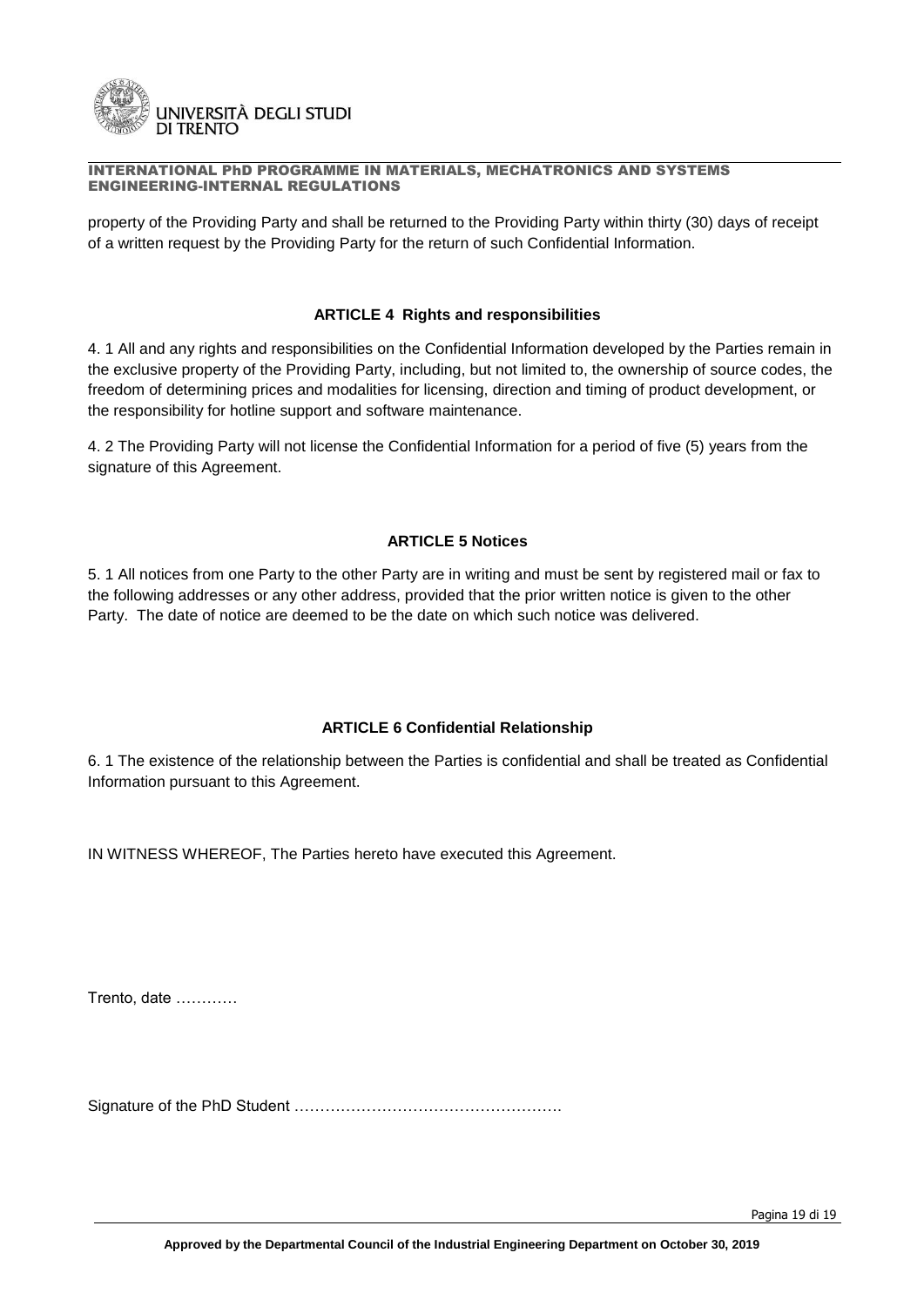property of the Providing Party and shall be returned to the Providing Party within thirty (30) days of receipt of a written request by the Providing Party for the return of such Confidential Information.

**ARTICLE 4 Rights and responsibilities**

4. 1 All and any rights and responsibilities on the Confidential Information developed by the Parties remain in the exclusive property of the Providing Party, including, but not limited to, the ownership of source codes, the freedom of determining prices and modalities for licensing, direction and timing of product development, or the responsibility for hotline support and software maintenance.

4. 2 The Providing Party will not license the Confidential Information for a period of five (5) years from the signature of this Agreement.

**ARTICLE 5 Notices**

5. 1 All notices from one Party to the other Party are in writing and must be sent by registered mail or fax to the following addresses or any other address, provided that the prior written notice is given to the other Party. The date of notice are deemed to be the date on which such notice was delivered.

**ARTICLE 6 Confidential Relationship**

6. 1 The existence of the relationship between the Parties is confidential and shall be treated as Confidential Information pursuant to this Agreement.

IN WITNESS WHEREOF, The Parties hereto have executed this Agreement.

Trento, date …………

Signature of the PhD Student ……………………………………………

**Approved by the Departmental Council of the Industrial Engineering Department on October 30, 2019**